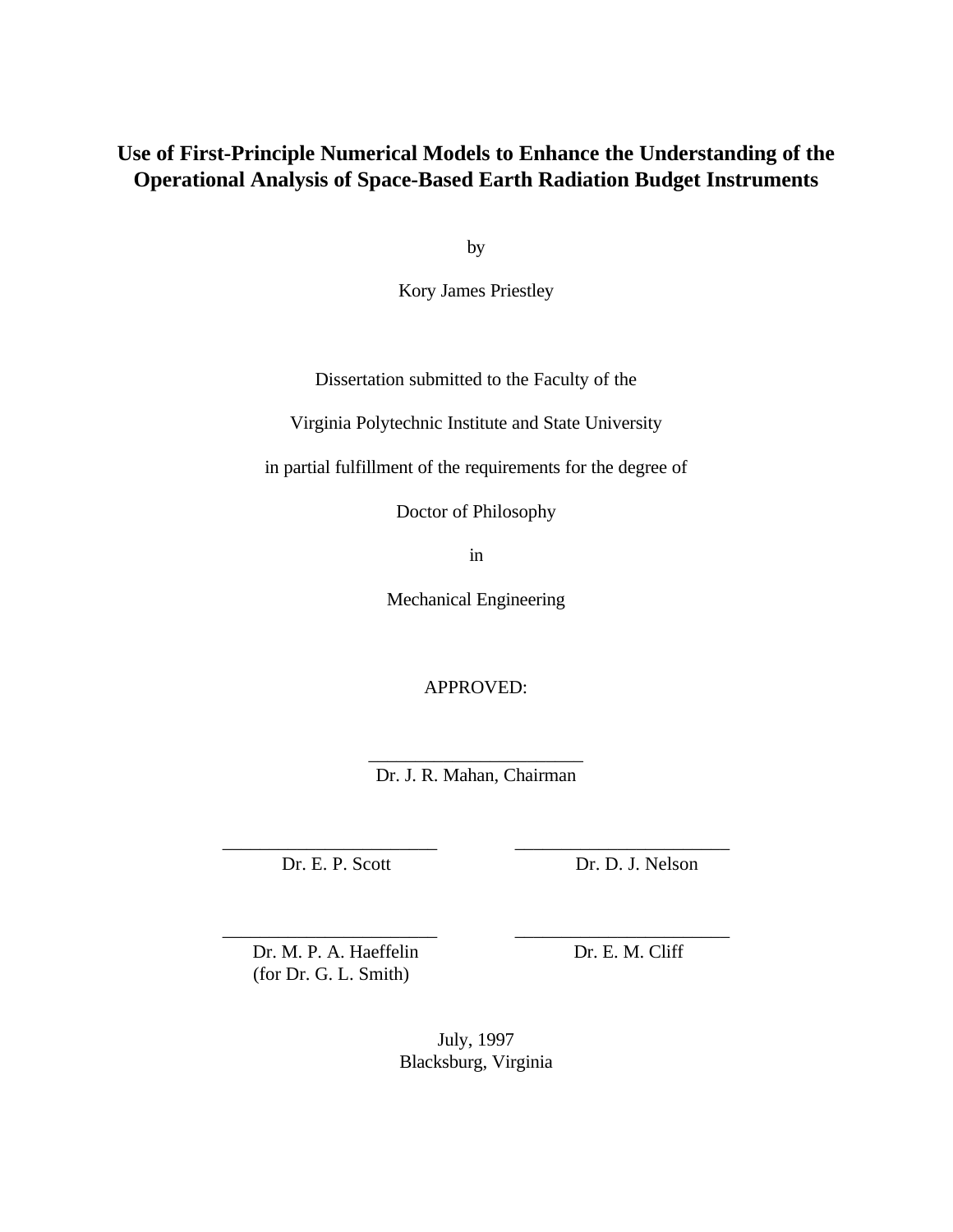# Use of First-Principle Numerical Models to Enhance the Understanding of the Operational Analysis of Space-Based Earth Radiation Budget Instruments

by

Kory James Priestley

Dissertation submitted to the Faculty of the

Virginia Polytechnic Institute and State University

in partial fulfillment of the requirements for the degree of

Doctor of Philosophy

in

Mechanical Engineering

APPROVED:

______________________

Dr. J. R. Mahan, Chairman

______________________

Dr. E. P. Scott

______________________

Dr. D. J. Nelson

______________________

Dr. M. P. A. Haeffelin
(for Dr. G. L. Smith)

______________________

Dr. E. M. Cliff

July, 1997
Blacksburg, Virginia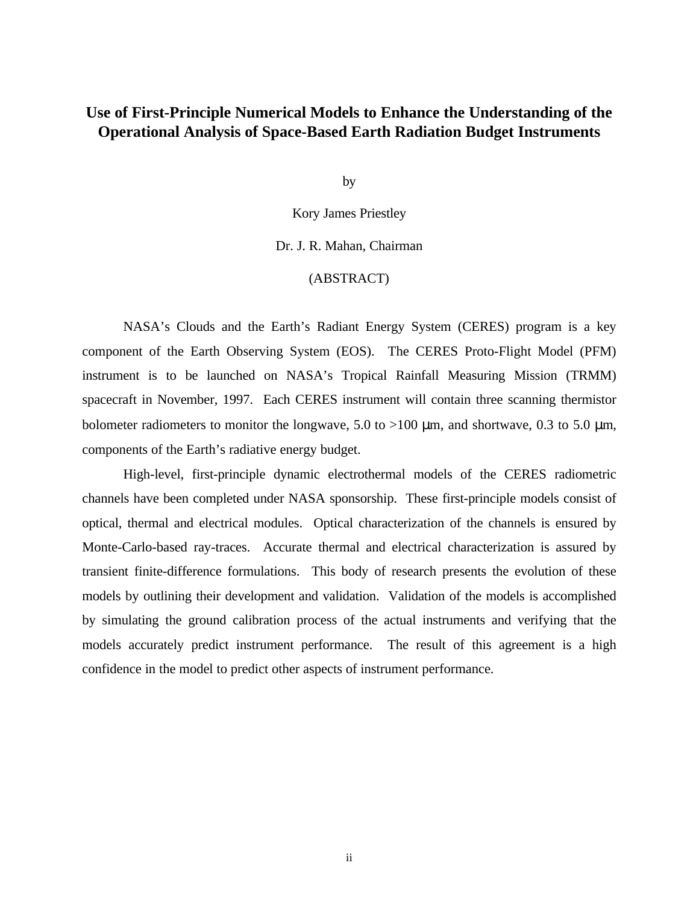# Use of First-Principle Numerical Models to Enhance the Understanding of the Operational Analysis of Space-Based Earth Radiation Budget Instruments

by

Kory James Priestley

Dr. J. R. Mahan, Chairman

(ABSTRACT)

NASA's Clouds and the Earth's Radiant Energy System (CERES) program is a key component of the Earth Observing System (EOS). The CERES Proto-Flight Model (PFM) instrument is to be launched on NASA's Tropical Rainfall Measuring Mission (TRMM) spacecraft in November, 1997. Each CERES instrument will contain three scanning thermistor bolometer radiometers to monitor the longwave, 5.0 to >100 µm, and shortwave, 0.3 to 5.0 µm, components of the Earth's radiative energy budget.

High-level, first-principle dynamic electrothermal models of the CERES radiometric channels have been completed under NASA sponsorship. These first-principle models consist of optical, thermal and electrical modules. Optical characterization of the channels is ensured by Monte-Carlo-based ray-traces. Accurate thermal and electrical characterization is assured by transient finite-difference formulations. This body of research presents the evolution of these models by outlining their development and validation. Validation of the models is accomplished by simulating the ground calibration process of the actual instruments and verifying that the models accurately predict instrument performance. The result of this agreement is a high confidence in the model to predict other aspects of instrument performance.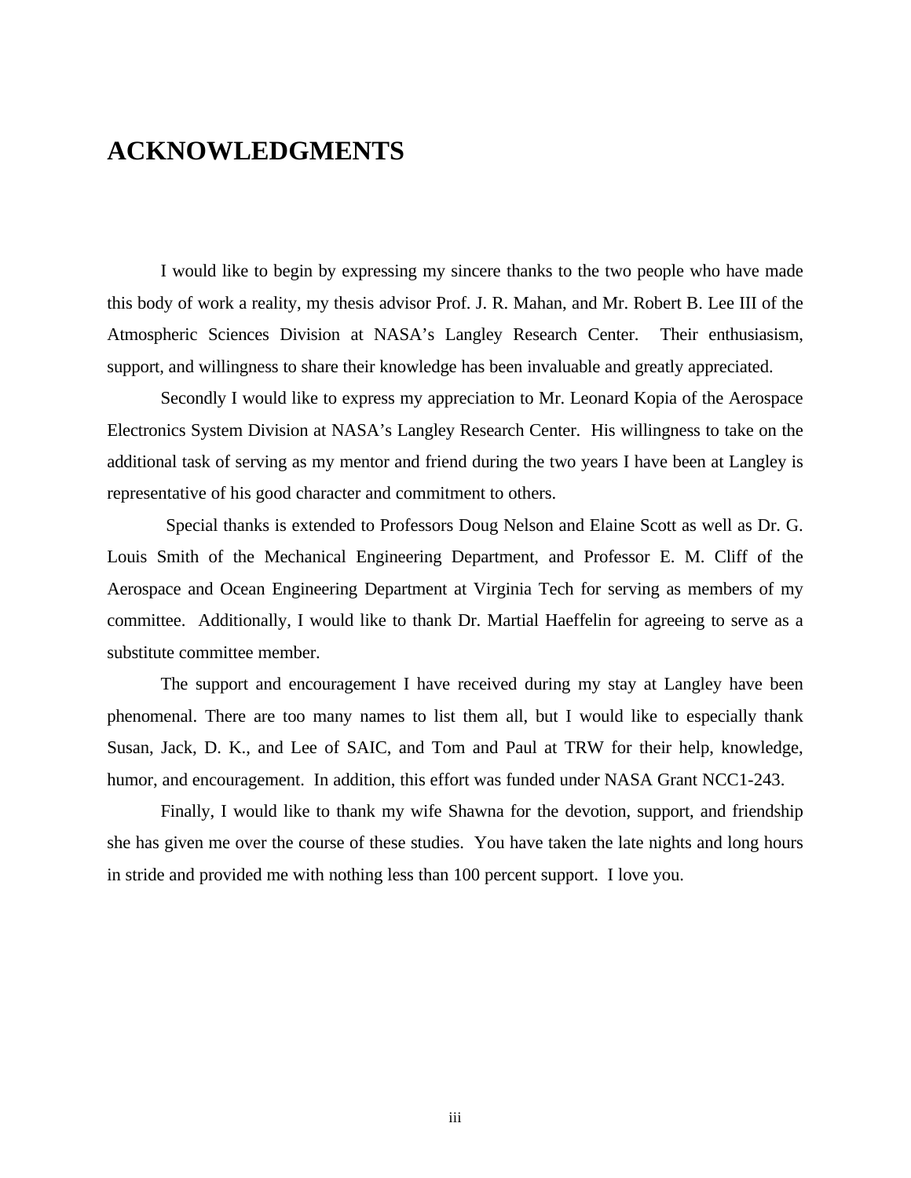# ACKNOWLEDGMENTS

I would like to begin by expressing my sincere thanks to the two people who have made this body of work a reality, my thesis advisor Prof. J. R. Mahan, and Mr. Robert B. Lee III of the Atmospheric Sciences Division at NASA's Langley Research Center. Their enthusiasism, support, and willingness to share their knowledge has been invaluable and greatly appreciated.

Secondly I would like to express my appreciation to Mr. Leonard Kopia of the Aerospace Electronics System Division at NASA's Langley Research Center. His willingness to take on the additional task of serving as my mentor and friend during the two years I have been at Langley is representative of his good character and commitment to others.

Special thanks is extended to Professors Doug Nelson and Elaine Scott as well as Dr. G. Louis Smith of the Mechanical Engineering Department, and Professor E. M. Cliff of the Aerospace and Ocean Engineering Department at Virginia Tech for serving as members of my committee. Additionally, I would like to thank Dr. Martial Haeffelin for agreeing to serve as a substitute committee member.

The support and encouragement I have received during my stay at Langley have been phenomenal. There are too many names to list them all, but I would like to especially thank Susan, Jack, D. K., and Lee of SAIC, and Tom and Paul at TRW for their help, knowledge, humor, and encouragement. In addition, this effort was funded under NASA Grant NCC1-243.

Finally, I would like to thank my wife Shawna for the devotion, support, and friendship she has given me over the course of these studies. You have taken the late nights and long hours in stride and provided me with nothing less than 100 percent support. I love you.